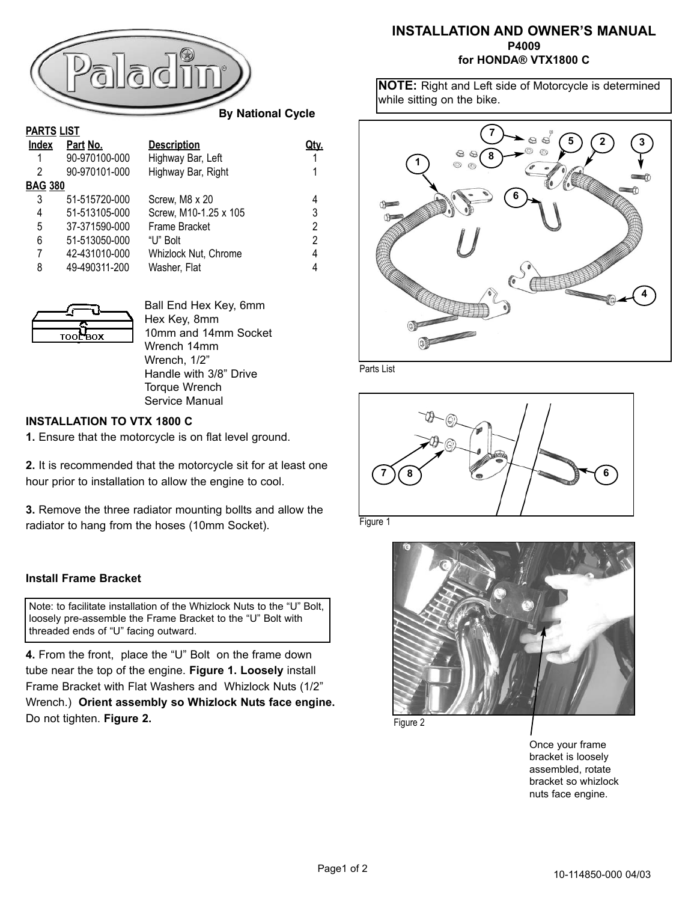# INSTALLATION AND OWNER'S MANUAL

**P4009**
**for HONDA® VTX1800 C**

Paladin® By National Cycle

**NOTE:** Right and Left side of Motorcycle is determined while sitting on the bike.

## PARTS LIST

| Index | Part No. | Description | Qty. |
|---|---|---|---|
| 1 | 90-970100-000 | Highway Bar, Left | 1 |
| 2 | 90-970101-000 | Highway Bar, Right | 1 |
| **BAG 380** | | | |
| 3 | 51-515720-000 | Screw, M8 x 20 | 4 |
| 4 | 51-513105-000 | Screw, M10-1.25 x 105 | 3 |
| 5 | 37-371590-000 | Frame Bracket | 2 |
| 6 | 51-513050-000 | "U" Bolt | 2 |
| 7 | 42-431010-000 | Whizlock Nut, Chrome | 4 |
| 8 | 49-490311-200 | Washer, Flat | 4 |

Parts List

TOOL BOX

- Ball End Hex Key, 6mm
- Hex Key, 8mm
- 10mm and 14mm Socket
- Wrench 14mm
- Wrench, 1/2"
- Handle with 3/8" Drive
- Torque Wrench
- Service Manual

## INSTALLATION TO VTX 1800 C

**1.** Ensure that the motorcycle is on flat level ground.

**2.** It is recommended that the motorcycle sit for at least one hour prior to installation to allow the engine to cool.

**3.** Remove the three radiator mounting bollts and allow the radiator to hang from the hoses (10mm Socket).

### Install Frame Bracket

Note: to facilitate installation of the Whizlock Nuts to the "U" Bolt, loosely pre-assemble the Frame Bracket to the "U" Bolt with threaded ends of "U" facing outward.

**4.** From the front, place the "U" Bolt on the frame down tube near the top of the engine. **Figure 1. Loosely** install Frame Bracket with Flat Washers and Whizlock Nuts (1/2" Wrench.) **Orient assembly so Whizlock Nuts face engine.** Do not tighten. **Figure 2.**

Figure 1

Figure 2

Once your frame bracket is loosely assembled, rotate bracket so whizlock nuts face engine.

10-114850-000 04/03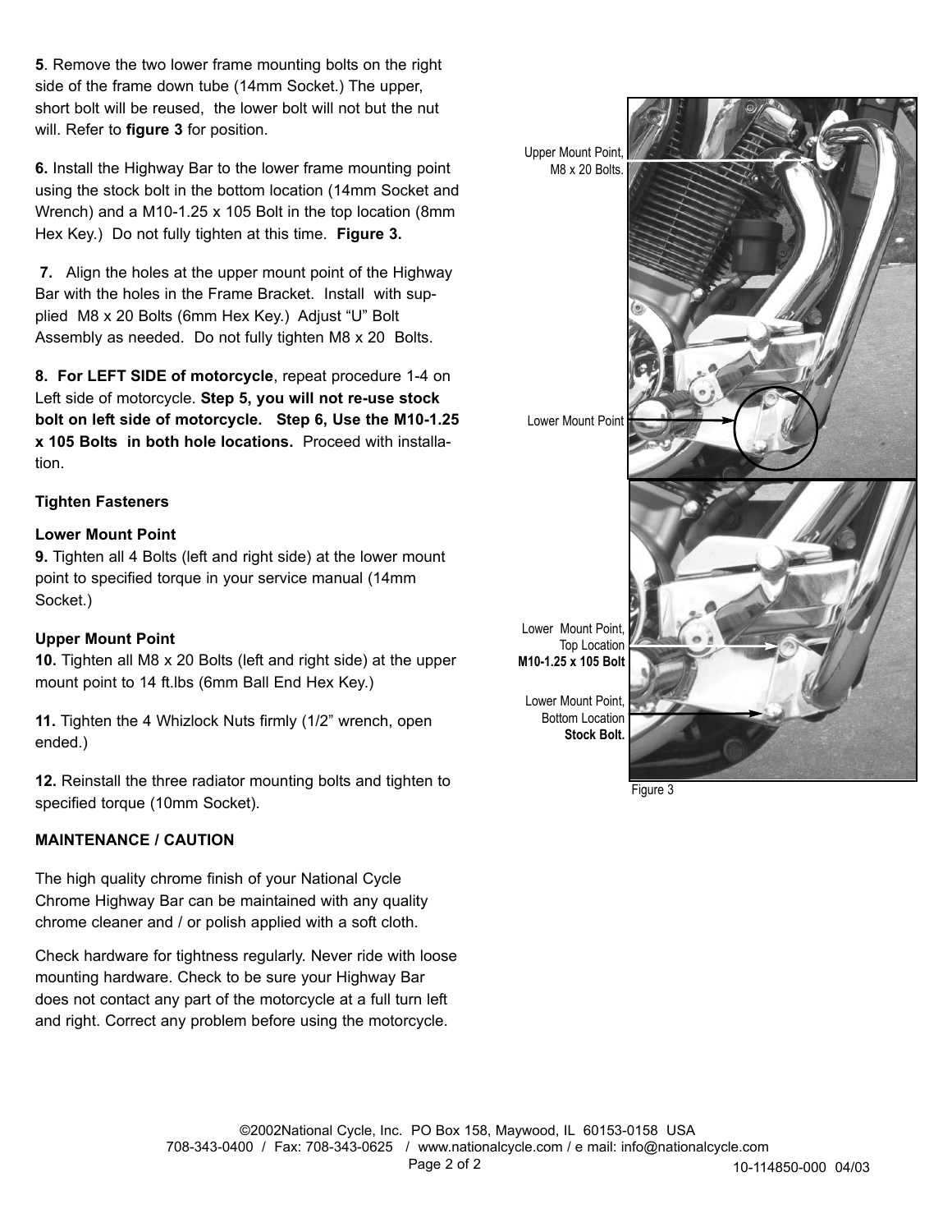**5**. Remove the two lower frame mounting bolts on the right side of the frame down tube (14mm Socket.) The upper, short bolt will be reused, the lower bolt will not but the nut will. Refer to **figure 3** for position.

**6.** Install the Highway Bar to the lower frame mounting point using the stock bolt in the bottom location (14mm Socket and Wrench) and a M10-1.25 x 105 Bolt in the top location (8mm Hex Key.) Do not fully tighten at this time. **Figure 3.**

**7.** Align the holes at the upper mount point of the Highway Bar with the holes in the Frame Bracket. Install with supplied M8 x 20 Bolts (6mm Hex Key.) Adjust "U" Bolt Assembly as needed. Do not fully tighten M8 x 20 Bolts.

**8. For LEFT SIDE of motorcycle**, repeat procedure 1-4 on Left side of motorcycle. **Step 5, you will not re-use stock bolt on left side of motorcycle. Step 6, Use the M10-1.25 x 105 Bolts in both hole locations.** Proceed with installation.

### Tighten Fasteners

**Lower Mount Point**

**9.** Tighten all 4 Bolts (left and right side) at the lower mount point to specified torque in your service manual (14mm Socket.)

**Upper Mount Point**

**10.** Tighten all M8 x 20 Bolts (left and right side) at the upper mount point to 14 ft.lbs (6mm Ball End Hex Key.)

**11.** Tighten the 4 Whizlock Nuts firmly (1/2" wrench, open ended.)

**12.** Reinstall the three radiator mounting bolts and tighten to specified torque (10mm Socket).

### MAINTENANCE / CAUTION

The high quality chrome finish of your National Cycle Chrome Highway Bar can be maintained with any quality chrome cleaner and / or polish applied with a soft cloth.

Check hardware for tightness regularly. Never ride with loose mounting hardware. Check to be sure your Highway Bar does not contact any part of the motorcycle at a full turn left and right. Correct any problem before using the motorcycle.

Upper Mount Point, M8 x 20 Bolts.

Lower Mount Point

Lower Mount Point, Top Location **M10-1.25 x 105 Bolt**

Lower Mount Point, Bottom Location **Stock Bolt.**

Figure 3

©2002National Cycle, Inc. PO Box 158, Maywood, IL 60153-0158 USA
708-343-0400 / Fax: 708-343-0625 / www.nationalcycle.com / e mail: info@nationalcycle.com

10-114850-000 04/03